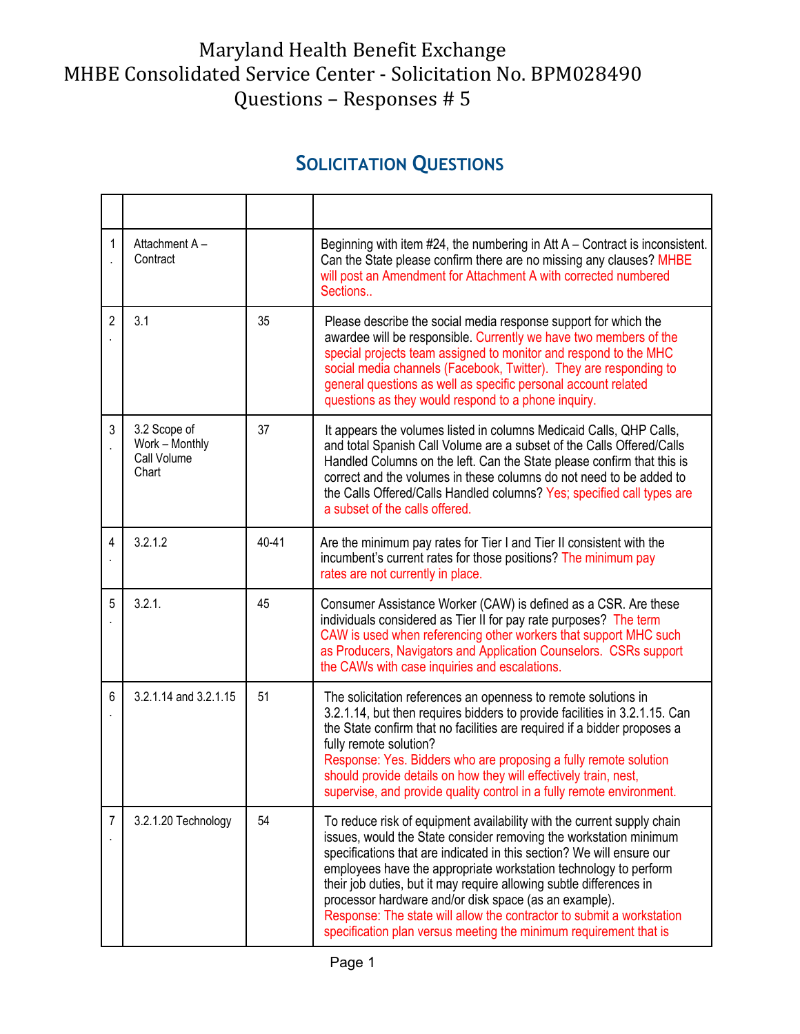# Maryland Health Benefit Exchange
# MHBE Consolidated Service Center - Solicitation No. BPM028490
# Questions – Responses # 5

## SOLICITATION QUESTIONS

| | | | |
|---|---|---|---|
| 1. | Attachment A – Contract | | Beginning with item #24, the numbering in Att A – Contract is inconsistent. Can the State please confirm there are no missing any clauses? MHBE will post an Amendment for Attachment A with corrected numbered Sections.. |
| 2. | 3.1 | 35 | Please describe the social media response support for which the awardee will be responsible. Currently we have two members of the special projects team assigned to monitor and respond to the MHC social media channels (Facebook, Twitter). They are responding to general questions as well as specific personal account related questions as they would respond to a phone inquiry. |
| 3. | 3.2 Scope of Work – Monthly Call Volume Chart | 37 | It appears the volumes listed in columns Medicaid Calls, QHP Calls, and total Spanish Call Volume are a subset of the Calls Offered/Calls Handled Columns on the left. Can the State please confirm that this is correct and the volumes in these columns do not need to be added to the Calls Offered/Calls Handled columns? Yes; specified call types are a subset of the calls offered. |
| 4. | 3.2.1.2 | 40-41 | Are the minimum pay rates for Tier I and Tier II consistent with the incumbent's current rates for those positions? The minimum pay rates are not currently in place. |
| 5. | 3.2.1. | 45 | Consumer Assistance Worker (CAW) is defined as a CSR. Are these individuals considered as Tier II for pay rate purposes? The term CAW is used when referencing other workers that support MHC such as Producers, Navigators and Application Counselors. CSRs support the CAWs with case inquiries and escalations. |
| 6. | 3.2.1.14 and 3.2.1.15 | 51 | The solicitation references an openness to remote solutions in 3.2.1.14, but then requires bidders to provide facilities in 3.2.1.15. Can the State confirm that no facilities are required if a bidder proposes a fully remote solution?<br>Response: Yes. Bidders who are proposing a fully remote solution should provide details on how they will effectively train, nest, supervise, and provide quality control in a fully remote environment. |
| 7. | 3.2.1.20 Technology | 54 | To reduce risk of equipment availability with the current supply chain issues, would the State consider removing the workstation minimum specifications that are indicated in this section? We will ensure our employees have the appropriate workstation technology to perform their job duties, but it may require allowing subtle differences in processor hardware and/or disk space (as an example).<br>Response: The state will allow the contractor to submit a workstation specification plan versus meeting the minimum requirement that is |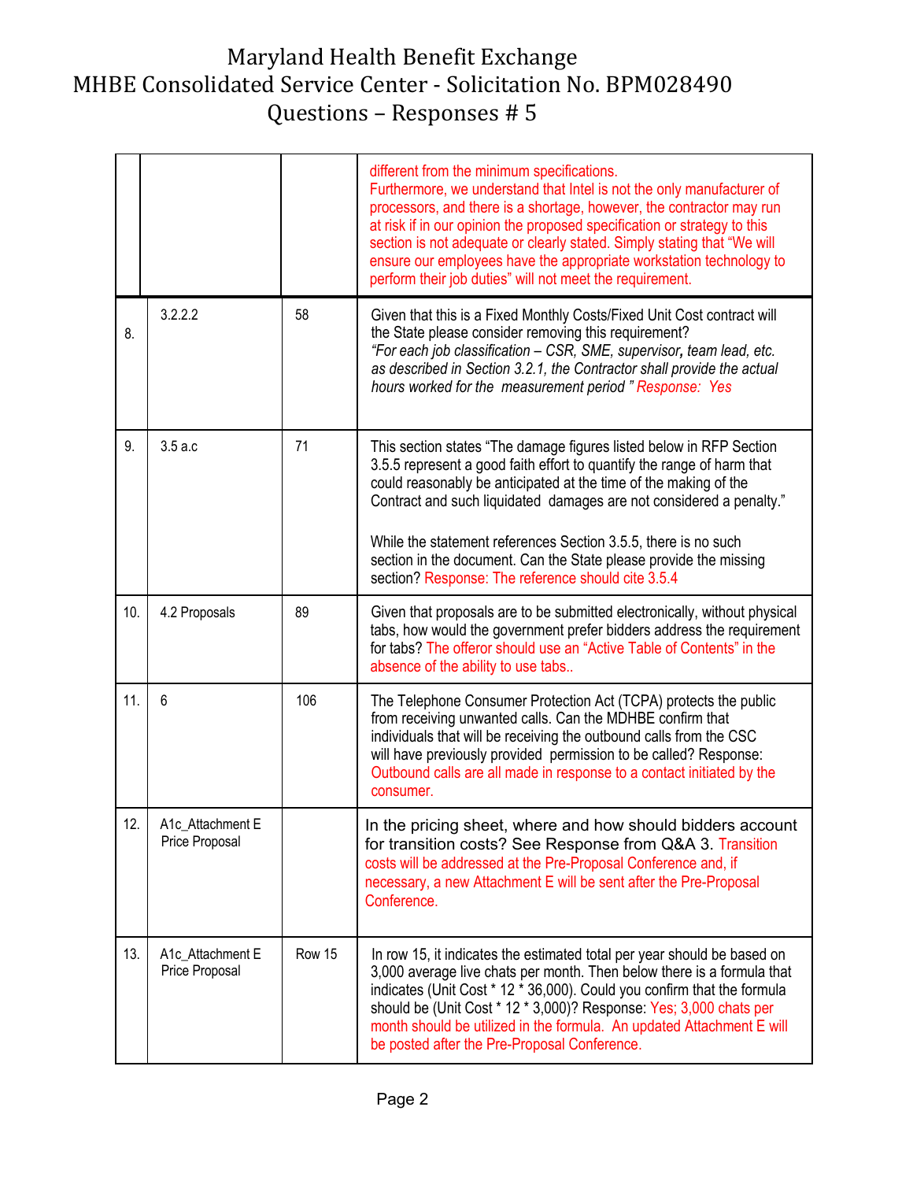| | | | |
|---|---|---|---|
| | | | different from the minimum specifications. Furthermore, we understand that Intel is not the only manufacturer of processors, and there is a shortage, however, the contractor may run at risk if in our opinion the proposed specification or strategy to this section is not adequate or clearly stated. Simply stating that "We will ensure our employees have the appropriate workstation technology to perform their job duties" will not meet the requirement. |
| 8. | 3.2.2.2 | 58 | Given that this is a Fixed Monthly Costs/Fixed Unit Cost contract will the State please consider removing this requirement? *"For each job classification – CSR, SME, supervisor, team lead, etc. as described in Section 3.2.1, the Contractor shall provide the actual hours worked for the measurement period "* Response: Yes |
| 9. | 3.5 a.c | 71 | This section states "The damage figures listed below in RFP Section 3.5.5 represent a good faith effort to quantify the range of harm that could reasonably be anticipated at the time of the making of the Contract and such liquidated damages are not considered a penalty."<br><br>While the statement references Section 3.5.5, there is no such section in the document. Can the State please provide the missing section? Response: The reference should cite 3.5.4 |
| 10. | 4.2 Proposals | 89 | Given that proposals are to be submitted electronically, without physical tabs, how would the government prefer bidders address the requirement for tabs? The offeror should use an "Active Table of Contents" in the absence of the ability to use tabs.. |
| 11. | 6 | 106 | The Telephone Consumer Protection Act (TCPA) protects the public from receiving unwanted calls. Can the MDHBE confirm that individuals that will be receiving the outbound calls from the CSC will have previously provided permission to be called? Response: Outbound calls are all made in response to a contact initiated by the consumer. |
| 12. | A1c_Attachment E Price Proposal | | In the pricing sheet, where and how should bidders account for transition costs? See Response from Q&A 3. Transition costs will be addressed at the Pre-Proposal Conference and, if necessary, a new Attachment E will be sent after the Pre-Proposal Conference. |
| 13. | A1c_Attachment E Price Proposal | Row 15 | In row 15, it indicates the estimated total per year should be based on 3,000 average live chats per month. Then below there is a formula that indicates (Unit Cost * 12 * 36,000). Could you confirm that the formula should be (Unit Cost * 12 * 3,000)? Response: Yes; 3,000 chats per month should be utilized in the formula. An updated Attachment E will be posted after the Pre-Proposal Conference. |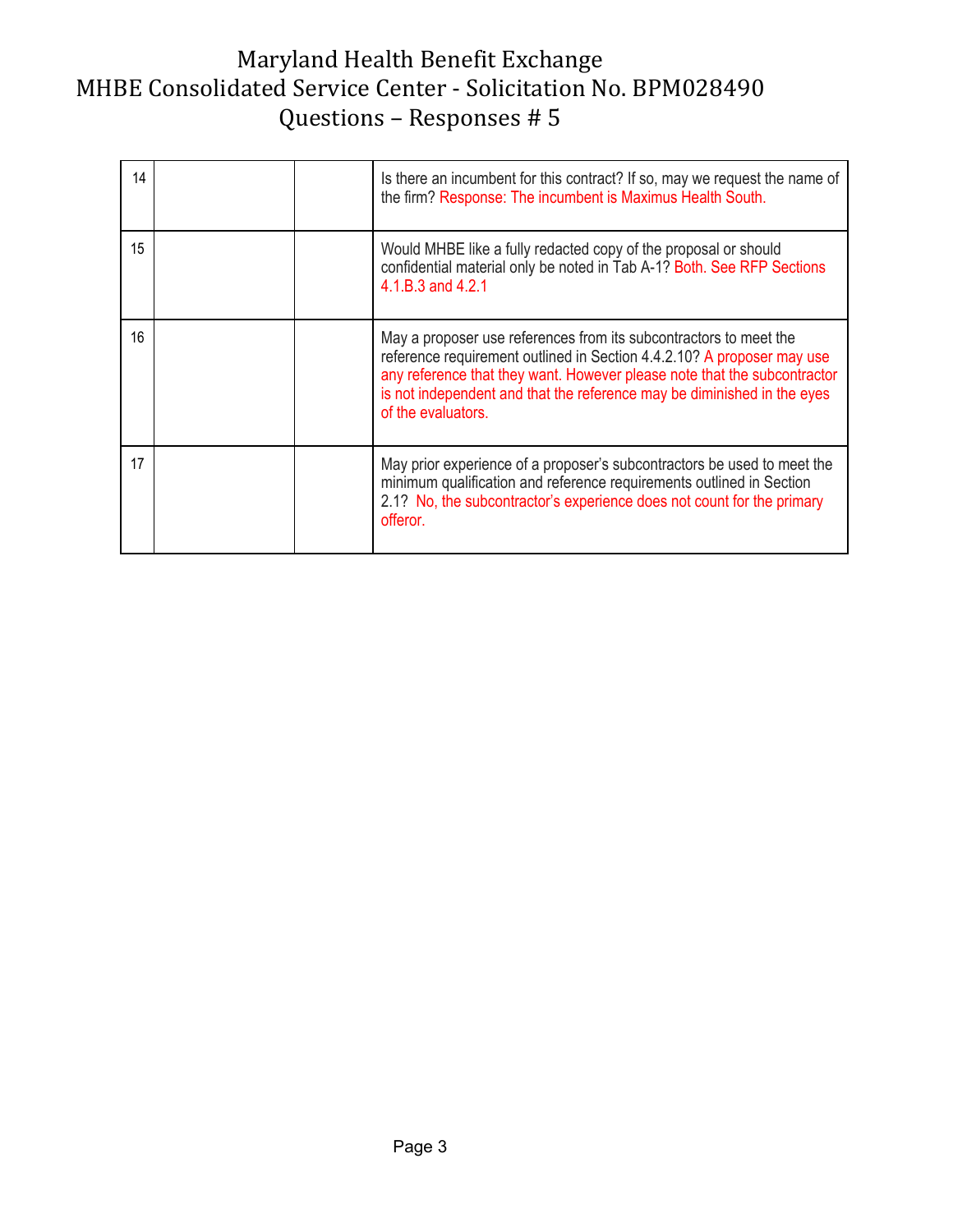# Maryland Health Benefit Exchange
# MHBE Consolidated Service Center - Solicitation No. BPM028490
# Questions – Responses # 5

| | | | |
|---|---|---|---|
| 14 | | | Is there an incumbent for this contract? If so, may we request the name of the firm? Response: The incumbent is Maximus Health South. |
| 15 | | | Would MHBE like a fully redacted copy of the proposal or should confidential material only be noted in Tab A-1? Both. See RFP Sections 4.1.B.3 and 4.2.1 |
| 16 | | | May a proposer use references from its subcontractors to meet the reference requirement outlined in Section 4.4.2.10? A proposer may use any reference that they want. However please note that the subcontractor is not independent and that the reference may be diminished in the eyes of the evaluators. |
| 17 | | | May prior experience of a proposer's subcontractors be used to meet the minimum qualification and reference requirements outlined in Section 2.1? No, the subcontractor's experience does not count for the primary offeror. |